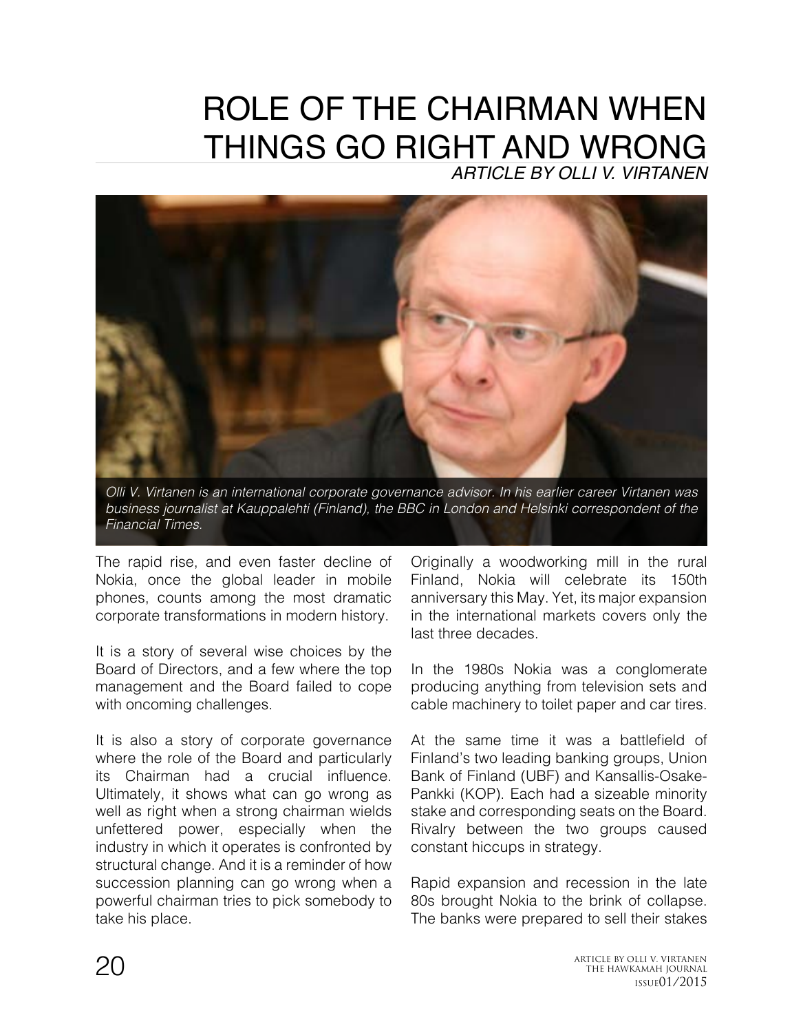# ROLE OF THE CHAIRMAN WHEN THINGS GO RIGHT AND WRONG

*ARTICLE BY OLLI V. VIRTANEN*

*Olli V. Virtanen is an international corporate governance advisor. In his earlier career Virtanen was business journalist at Kauppalehti (Finland), the BBC in London and Helsinki correspondent of the Financial Times.*

The rapid rise, and even faster decline of Nokia, once the global leader in mobile phones, counts among the most dramatic corporate transformations in modern history.

It is a story of several wise choices by the Board of Directors, and a few where the top management and the Board failed to cope with oncoming challenges.

It is also a story of corporate governance where the role of the Board and particularly its Chairman had a crucial influence. Ultimately, it shows what can go wrong as well as right when a strong chairman wields unfettered power, especially when the industry in which it operates is confronted by structural change. And it is a reminder of how succession planning can go wrong when a powerful chairman tries to pick somebody to take his place.

Originally a woodworking mill in the rural Finland, Nokia will celebrate its 150th anniversary this May. Yet, its major expansion in the international markets covers only the last three decades.

In the 1980s Nokia was a conglomerate producing anything from television sets and cable machinery to toilet paper and car tires.

At the same time it was a battlefield of Finland's two leading banking groups, Union Bank of Finland (UBF) and Kansallis-Osake-Pankki (KOP). Each had a sizeable minority stake and corresponding seats on the Board. Rivalry between the two groups caused constant hiccups in strategy.

Rapid expansion and recession in the late 80s brought Nokia to the brink of collapse. The banks were prepared to sell their stakes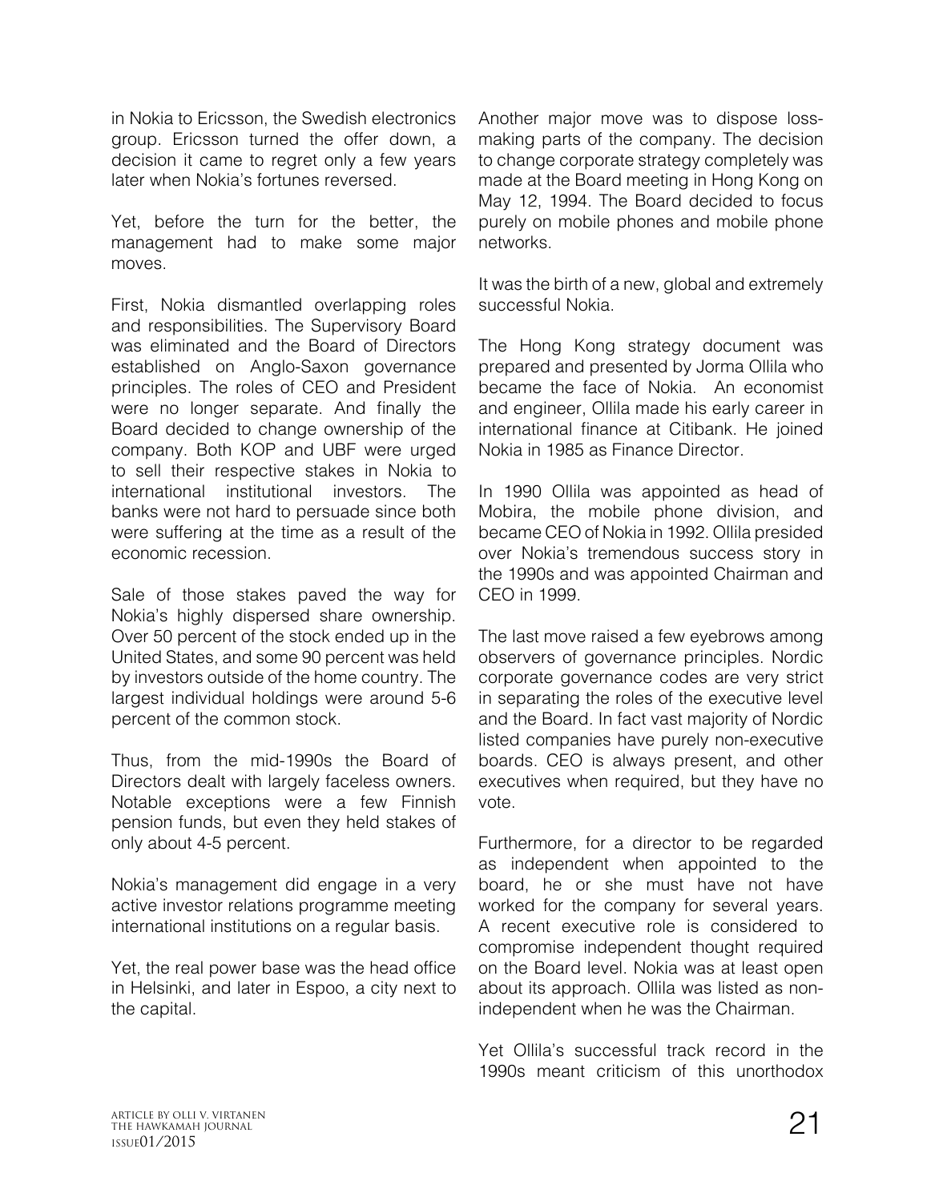in Nokia to Ericsson, the Swedish electronics group. Ericsson turned the offer down, a decision it came to regret only a few years later when Nokia's fortunes reversed.

Yet, before the turn for the better, the management had to make some major moves.

First, Nokia dismantled overlapping roles and responsibilities. The Supervisory Board was eliminated and the Board of Directors established on Anglo-Saxon governance principles. The roles of CEO and President were no longer separate. And finally the Board decided to change ownership of the company. Both KOP and UBF were urged to sell their respective stakes in Nokia to international institutional investors. The banks were not hard to persuade since both were suffering at the time as a result of the economic recession.

Sale of those stakes paved the way for Nokia's highly dispersed share ownership. Over 50 percent of the stock ended up in the United States, and some 90 percent was held by investors outside of the home country. The largest individual holdings were around 5-6 percent of the common stock.

Thus, from the mid-1990s the Board of Directors dealt with largely faceless owners. Notable exceptions were a few Finnish pension funds, but even they held stakes of only about 4-5 percent.

Nokia's management did engage in a very active investor relations programme meeting international institutions on a regular basis.

Yet, the real power base was the head office in Helsinki, and later in Espoo, a city next to the capital.

Another major move was to dispose loss-making parts of the company. The decision to change corporate strategy completely was made at the Board meeting in Hong Kong on May 12, 1994. The Board decided to focus purely on mobile phones and mobile phone networks.

It was the birth of a new, global and extremely successful Nokia.

The Hong Kong strategy document was prepared and presented by Jorma Ollila who became the face of Nokia. An economist and engineer, Ollila made his early career in international finance at Citibank. He joined Nokia in 1985 as Finance Director.

In 1990 Ollila was appointed as head of Mobira, the mobile phone division, and became CEO of Nokia in 1992. Ollila presided over Nokia's tremendous success story in the 1990s and was appointed Chairman and CEO in 1999.

The last move raised a few eyebrows among observers of governance principles. Nordic corporate governance codes are very strict in separating the roles of the executive level and the Board. In fact vast majority of Nordic listed companies have purely non-executive boards. CEO is always present, and other executives when required, but they have no vote.

Furthermore, for a director to be regarded as independent when appointed to the board, he or she must have not have worked for the company for several years. A recent executive role is considered to compromise independent thought required on the Board level. Nokia was at least open about its approach. Ollila was listed as non-independent when he was the Chairman.

Yet Ollila's successful track record in the 1990s meant criticism of this unorthodox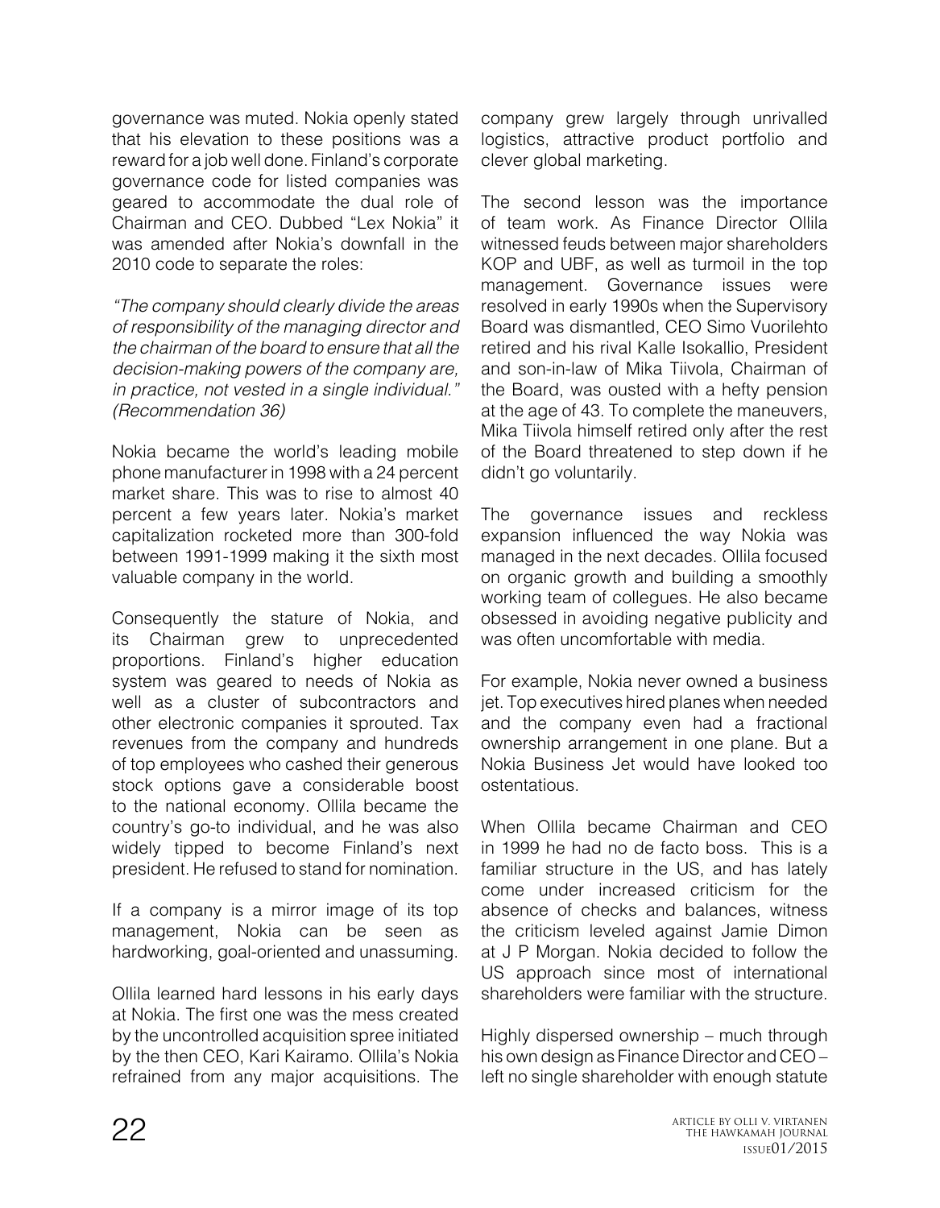governance was muted. Nokia openly stated that his elevation to these positions was a reward for a job well done. Finland's corporate governance code for listed companies was geared to accommodate the dual role of Chairman and CEO. Dubbed "Lex Nokia" it was amended after Nokia's downfall in the 2010 code to separate the roles:

*"The company should clearly divide the areas of responsibility of the managing director and the chairman of the board to ensure that all the decision-making powers of the company are, in practice, not vested in a single individual." (Recommendation 36)*

Nokia became the world's leading mobile phone manufacturer in 1998 with a 24 percent market share. This was to rise to almost 40 percent a few years later. Nokia's market capitalization rocketed more than 300-fold between 1991-1999 making it the sixth most valuable company in the world.

Consequently the stature of Nokia, and its Chairman grew to unprecedented proportions. Finland's higher education system was geared to needs of Nokia as well as a cluster of subcontractors and other electronic companies it sprouted. Tax revenues from the company and hundreds of top employees who cashed their generous stock options gave a considerable boost to the national economy. Ollila became the country's go-to individual, and he was also widely tipped to become Finland's next president. He refused to stand for nomination.

If a company is a mirror image of its top management, Nokia can be seen as hardworking, goal-oriented and unassuming.

Ollila learned hard lessons in his early days at Nokia. The first one was the mess created by the uncontrolled acquisition spree initiated by the then CEO, Kari Kairamo. Ollila's Nokia refrained from any major acquisitions. The company grew largely through unrivalled logistics, attractive product portfolio and clever global marketing.

The second lesson was the importance of team work. As Finance Director Ollila witnessed feuds between major shareholders KOP and UBF, as well as turmoil in the top management. Governance issues were resolved in early 1990s when the Supervisory Board was dismantled, CEO Simo Vuorilehto retired and his rival Kalle Isokallio, President and son-in-law of Mika Tiivola, Chairman of the Board, was ousted with a hefty pension at the age of 43. To complete the maneuvers, Mika Tiivola himself retired only after the rest of the Board threatened to step down if he didn't go voluntarily.

The governance issues and reckless expansion influenced the way Nokia was managed in the next decades. Ollila focused on organic growth and building a smoothly working team of collegues. He also became obsessed in avoiding negative publicity and was often uncomfortable with media.

For example, Nokia never owned a business jet. Top executives hired planes when needed and the company even had a fractional ownership arrangement in one plane. But a Nokia Business Jet would have looked too ostentatious.

When Ollila became Chairman and CEO in 1999 he had no de facto boss. This is a familiar structure in the US, and has lately come under increased criticism for the absence of checks and balances, witness the criticism leveled against Jamie Dimon at J P Morgan. Nokia decided to follow the US approach since most of international shareholders were familiar with the structure.

Highly dispersed ownership – much through his own design as Finance Director and CEO – left no single shareholder with enough statute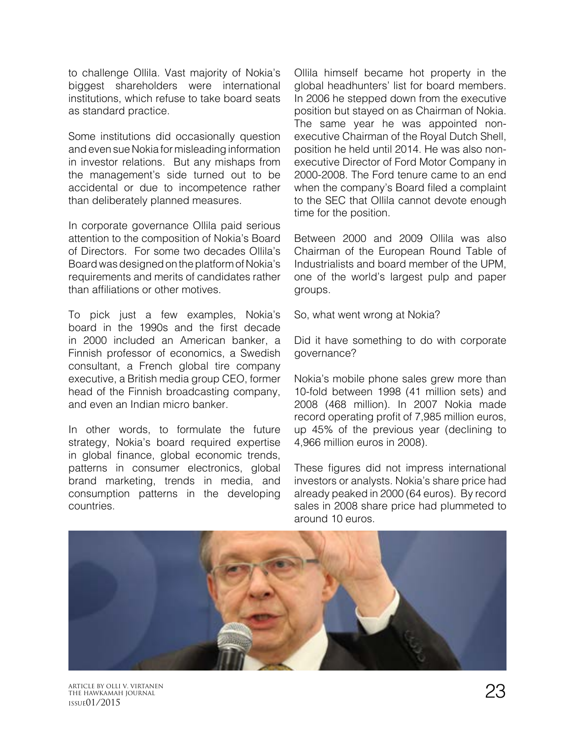to challenge Ollila. Vast majority of Nokia's biggest shareholders were international institutions, which refuse to take board seats as standard practice.

Some institutions did occasionally question and even sue Nokia for misleading information in investor relations. But any mishaps from the management's side turned out to be accidental or due to incompetence rather than deliberately planned measures.

In corporate governance Ollila paid serious attention to the composition of Nokia's Board of Directors. For some two decades Ollila's Board was designed on the platform of Nokia's requirements and merits of candidates rather than affiliations or other motives.

To pick just a few examples, Nokia's board in the 1990s and the first decade in 2000 included an American banker, a Finnish professor of economics, a Swedish consultant, a French global tire company executive, a British media group CEO, former head of the Finnish broadcasting company, and even an Indian micro banker.

In other words, to formulate the future strategy, Nokia's board required expertise in global finance, global economic trends, patterns in consumer electronics, global brand marketing, trends in media, and consumption patterns in the developing countries.

Ollila himself became hot property in the global headhunters' list for board members. In 2006 he stepped down from the executive position but stayed on as Chairman of Nokia. The same year he was appointed non-executive Chairman of the Royal Dutch Shell, position he held until 2014. He was also non-executive Director of Ford Motor Company in 2000-2008. The Ford tenure came to an end when the company's Board filed a complaint to the SEC that Ollila cannot devote enough time for the position.

Between 2000 and 2009 Ollila was also Chairman of the European Round Table of Industrialists and board member of the UPM, one of the world's largest pulp and paper groups.

So, what went wrong at Nokia?

Did it have something to do with corporate governance?

Nokia's mobile phone sales grew more than 10-fold between 1998 (41 million sets) and 2008 (468 million). In 2007 Nokia made record operating profit of 7,985 million euros, up 45% of the previous year (declining to 4,966 million euros in 2008).

These figures did not impress international investors or analysts. Nokia's share price had already peaked in 2000 (64 euros). By record sales in 2008 share price had plummeted to around 10 euros.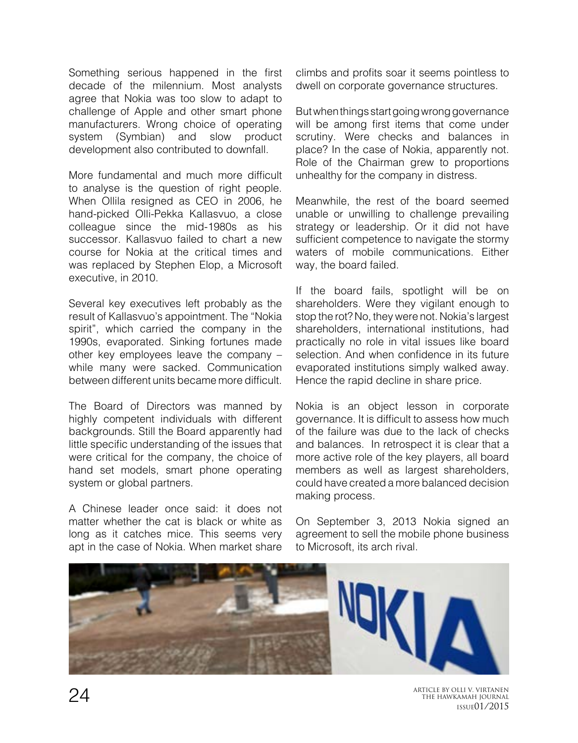Something serious happened in the first decade of the milennium. Most analysts agree that Nokia was too slow to adapt to challenge of Apple and other smart phone manufacturers. Wrong choice of operating system (Symbian) and slow product development also contributed to downfall.

More fundamental and much more difficult to analyse is the question of right people. When Ollila resigned as CEO in 2006, he hand-picked Olli-Pekka Kallasvuo, a close colleague since the mid-1980s as his successor. Kallasvuo failed to chart a new course for Nokia at the critical times and was replaced by Stephen Elop, a Microsoft executive, in 2010.

Several key executives left probably as the result of Kallasvuo's appointment. The "Nokia spirit", which carried the company in the 1990s, evaporated. Sinking fortunes made other key employees leave the company – while many were sacked. Communication between different units became more difficult.

The Board of Directors was manned by highly competent individuals with different backgrounds. Still the Board apparently had little specific understanding of the issues that were critical for the company, the choice of hand set models, smart phone operating system or global partners.

A Chinese leader once said: it does not matter whether the cat is black or white as long as it catches mice. This seems very apt in the case of Nokia. When market share climbs and profits soar it seems pointless to dwell on corporate governance structures.

But when things start going wrong governance will be among first items that come under scrutiny. Were checks and balances in place? In the case of Nokia, apparently not. Role of the Chairman grew to proportions unhealthy for the company in distress.

Meanwhile, the rest of the board seemed unable or unwilling to challenge prevailing strategy or leadership. Or it did not have sufficient competence to navigate the stormy waters of mobile communications. Either way, the board failed.

If the board fails, spotlight will be on shareholders. Were they vigilant enough to stop the rot? No, they were not. Nokia's largest shareholders, international institutions, had practically no role in vital issues like board selection. And when confidence in its future evaporated institutions simply walked away. Hence the rapid decline in share price.

Nokia is an object lesson in corporate governance. It is difficult to assess how much of the failure was due to the lack of checks and balances. In retrospect it is clear that a more active role of the key players, all board members as well as largest shareholders, could have created a more balanced decision making process.

On September 3, 2013 Nokia signed an agreement to sell the mobile phone business to Microsoft, its arch rival.